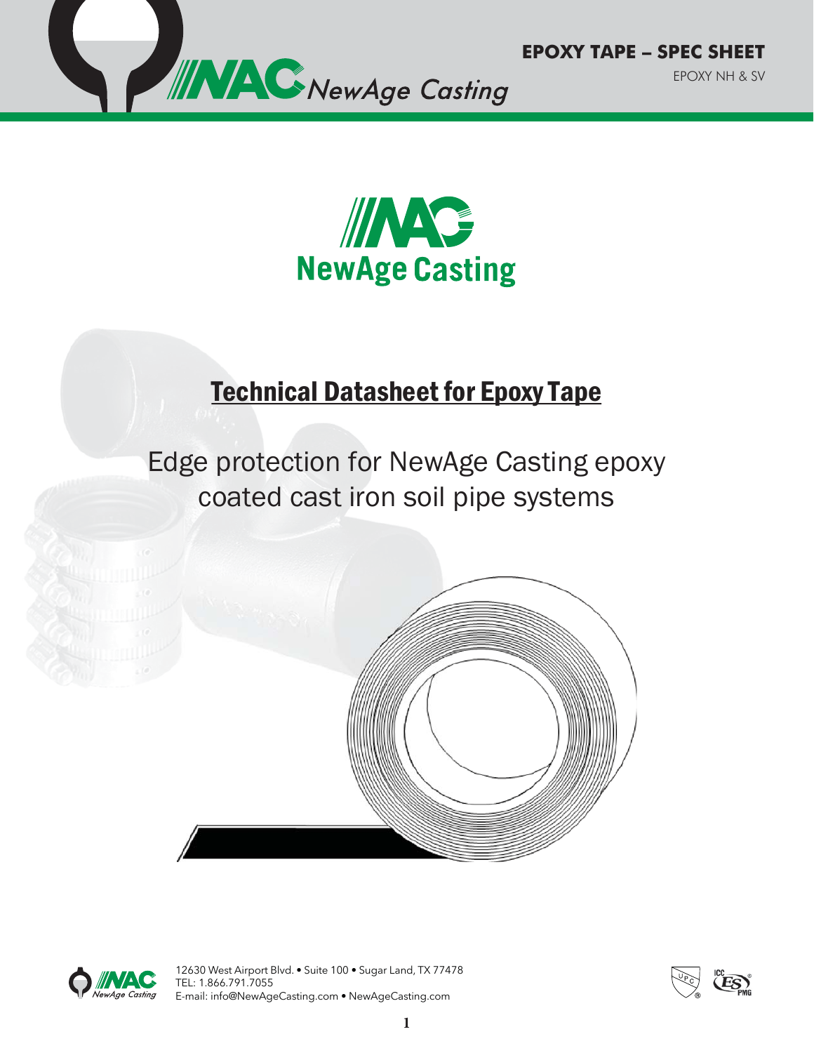**EPOXY TAPE – SPEC SHEET**

EPOXY NH & SV

# Technical Datasheet for Epoxy Tape

## Edge protection for NewAge Casting epoxy coated cast iron soil pipe systems

12630 West Airport Blvd. • Suite 100 • Sugar Land, TX 77478
TEL: 1.866.791.7055
E-mail: info@NewAgeCasting.com • NewAgeCasting.com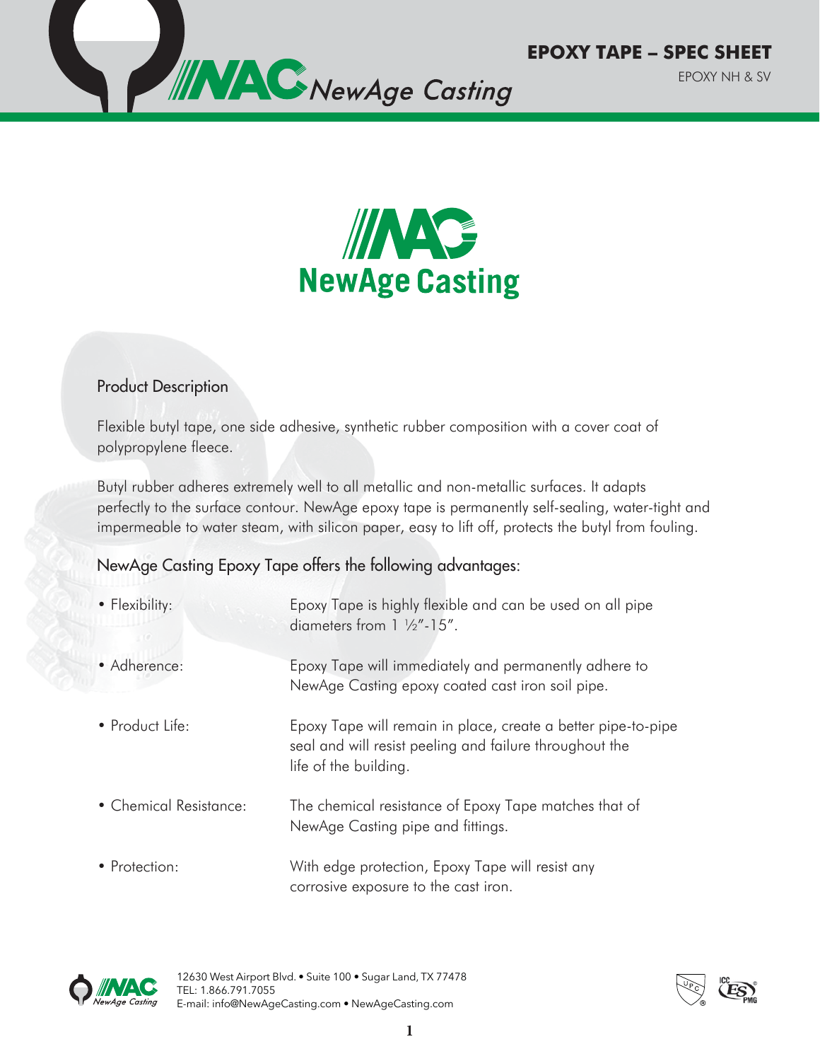# EPOXY TAPE – SPEC SHEET

EPOXY NH & SV

## Product Description

Flexible butyl tape, one side adhesive, synthetic rubber composition with a cover coat of polypropylene fleece.

Butyl rubber adheres extremely well to all metallic and non-metallic surfaces. It adapts perfectly to the surface contour. NewAge epoxy tape is permanently self-sealing, water-tight and impermeable to water steam, with silicon paper, easy to lift off, protects the butyl from fouling.

## NewAge Casting Epoxy Tape offers the following advantages:

- **Flexibility:** Epoxy Tape is highly flexible and can be used on all pipe diameters from 1 ½"-15".
- **Adherence:** Epoxy Tape will immediately and permanently adhere to NewAge Casting epoxy coated cast iron soil pipe.
- **Product Life:** Epoxy Tape will remain in place, create a better pipe-to-pipe seal and will resist peeling and failure throughout the life of the building.
- **Chemical Resistance:** The chemical resistance of Epoxy Tape matches that of NewAge Casting pipe and fittings.
- **Protection:** With edge protection, Epoxy Tape will resist any corrosive exposure to the cast iron.

12630 West Airport Blvd. • Suite 100 • Sugar Land, TX 77478
TEL: 1.866.791.7055
E-mail: info@NewAgeCasting.com • NewAgeCasting.com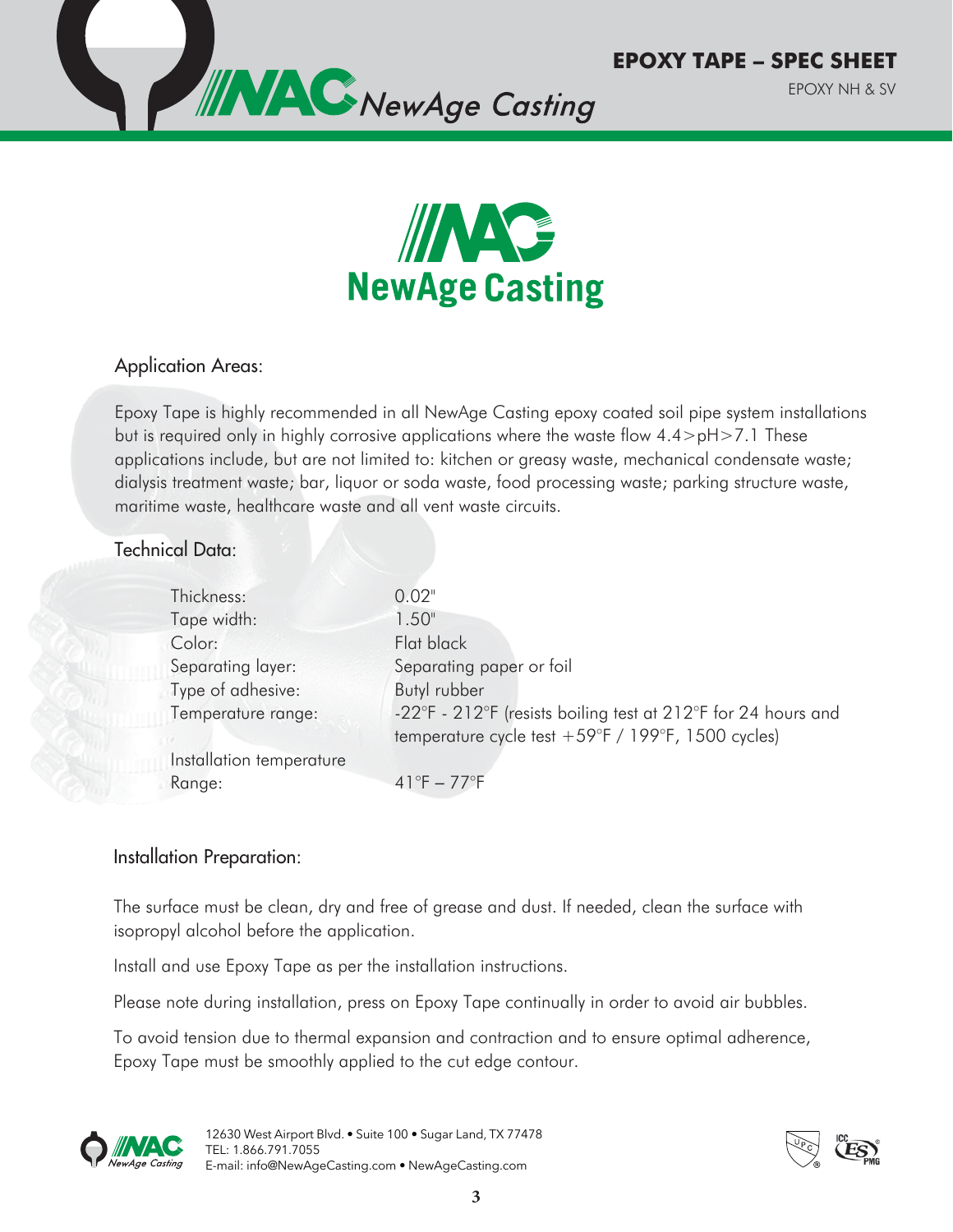# EPOXY TAPE – SPEC SHEET

EPOXY NH & SV

NewAge Casting

## Application Areas:

Epoxy Tape is highly recommended in all NewAge Casting epoxy coated soil pipe system installations but is required only in highly corrosive applications where the waste flow 4.4>pH>7.1 These applications include, but are not limited to: kitchen or greasy waste, mechanical condensate waste; dialysis treatment waste; bar, liquor or soda waste, food processing waste; parking structure waste, maritime waste, healthcare waste and all vent waste circuits.

## Technical Data:

| | |
|---|---|
| Thickness: | 0.02" |
| Tape width: | 1.50" |
| Color: | Flat black |
| Separating layer: | Separating paper or foil |
| Type of adhesive: | Butyl rubber |
| Temperature range: | -22°F - 212°F (resists boiling test at 212°F for 24 hours and temperature cycle test +59°F / 199°F, 1500 cycles) |
| Installation temperature Range: | 41°F – 77°F |

## Installation Preparation:

The surface must be clean, dry and free of grease and dust. If needed, clean the surface with isopropyl alcohol before the application.

Install and use Epoxy Tape as per the installation instructions.

Please note during installation, press on Epoxy Tape continually in order to avoid air bubbles.

To avoid tension due to thermal expansion and contraction and to ensure optimal adherence, Epoxy Tape must be smoothly applied to the cut edge contour.

12630 West Airport Blvd. • Suite 100 • Sugar Land, TX 77478
TEL: 1.866.791.7055
E-mail: info@NewAgeCasting.com • NewAgeCasting.com